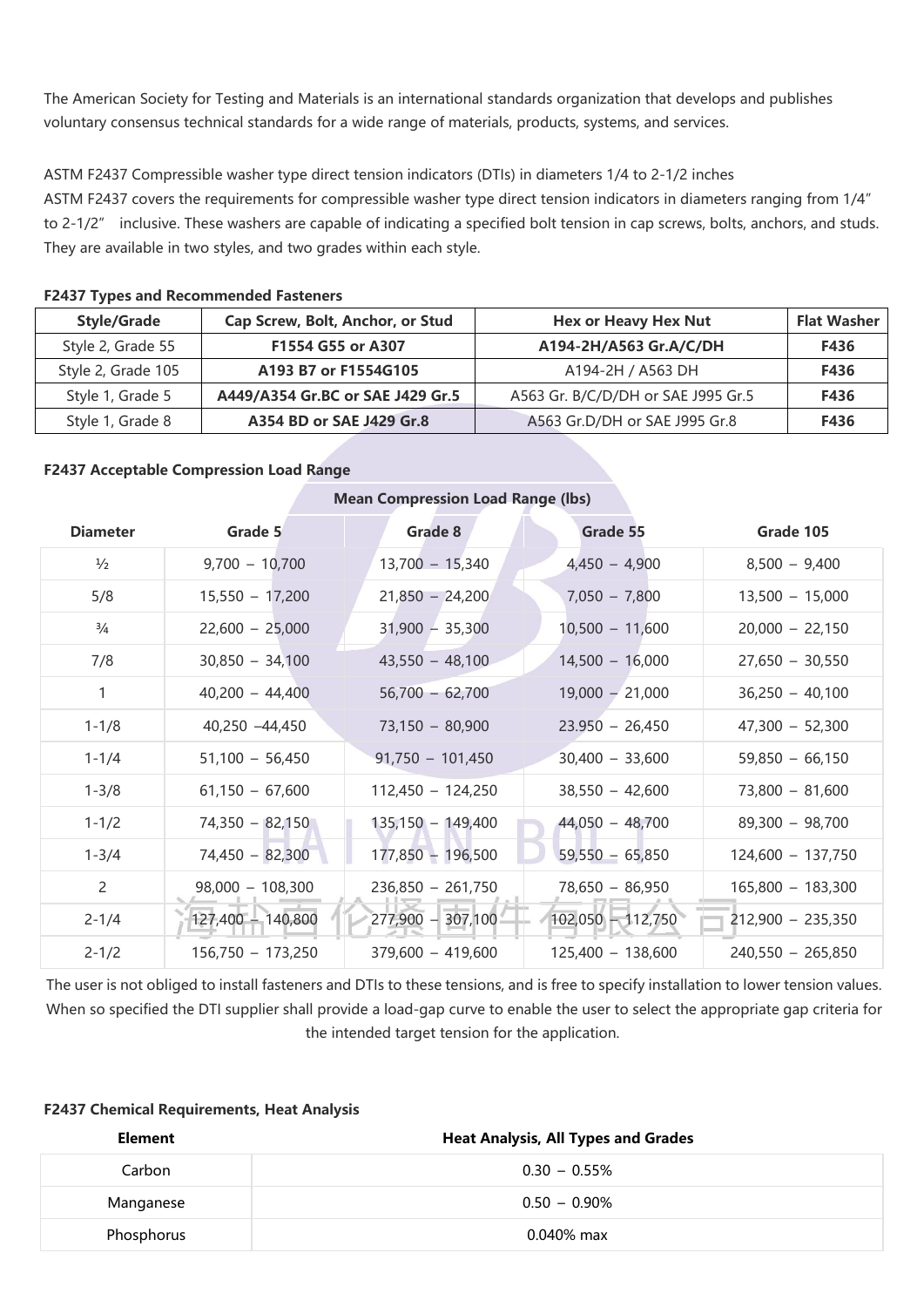The American Society for Testing and Materials is an international standards organization that develops and publishes voluntary consensus technical standards for a wide range of materials, products, systems, and services.

ASTM F2437 Compressible washer type direct tension indicators (DTIs) in diameters 1/4 to 2-1/2 inches
ASTM F2437 covers the requirements for compressible washer type direct tension indicators in diameters ranging from 1/4" to 2-1/2" inclusive. These washers are capable of indicating a specified bolt tension in cap screws, bolts, anchors, and studs. They are available in two styles, and two grades within each style.

**F2437 Types and Recommended Fasteners**

| Style/Grade | Cap Screw, Bolt, Anchor, or Stud | Hex or Heavy Hex Nut | Flat Washer |
|---|---|---|---|
| Style 2, Grade 55 | **F1554 G55 or A307** | **A194-2H/A563 Gr.A/C/DH** | **F436** |
| Style 2, Grade 105 | **A193 B7 or F1554G105** | A194-2H / A563 DH | **F436** |
| Style 1, Grade 5 | **A449/A354 Gr.BC or SAE J429 Gr.5** | A563 Gr. B/C/D/DH or SAE J995 Gr.5 | **F436** |
| Style 1, Grade 8 | **A354 BD or SAE J429 Gr.8** | A563 Gr.D/DH or SAE J995 Gr.8 | **F436** |

**F2437 Acceptable Compression Load Range**

| | Mean Compression Load Range (lbs) | | | |
|---|---|---|---|---|
| **Diameter** | **Grade 5** | **Grade 8** | **Grade 55** | **Grade 105** |
| ½ | 9,700 – 10,700 | 13,700 – 15,340 | 4,450 – 4,900 | 8,500 – 9,400 |
| 5/8 | 15,550 – 17,200 | 21,850 – 24,200 | 7,050 – 7,800 | 13,500 – 15,000 |
| ¾ | 22,600 – 25,000 | 31,900 – 35,300 | 10,500 – 11,600 | 20,000 – 22,150 |
| 7/8 | 30,850 – 34,100 | 43,550 – 48,100 | 14,500 – 16,000 | 27,650 – 30,550 |
| 1 | 40,200 – 44,400 | 56,700 – 62,700 | 19,000 – 21,000 | 36,250 – 40,100 |
| 1-1/8 | 40,250 –44,450 | 73,150 – 80,900 | 23.950 – 26,450 | 47,300 – 52,300 |
| 1-1/4 | 51,100 – 56,450 | 91,750 – 101,450 | 30,400 – 33,600 | 59,850 – 66,150 |
| 1-3/8 | 61,150 – 67,600 | 112,450 – 124,250 | 38,550 – 42,600 | 73,800 – 81,600 |
| 1-1/2 | 74,350 – 82,150 | 135,150 – 149,400 | 44,050 – 48,700 | 89,300 – 98,700 |
| 1-3/4 | 74,450 – 82,300 | 177,850 – 196,500 | 59,550 – 65,850 | 124,600 – 137,750 |
| 2 | 98,000 – 108,300 | 236,850 – 261,750 | 78,650 – 86,950 | 165,800 – 183,300 |
| 2-1/4 | 127,400 – 140,800 | 277,900 – 307,100 | 102,050 – 112,750 | 212,900 – 235,350 |
| 2-1/2 | 156,750 – 173,250 | 379,600 – 419,600 | 125,400 – 138,600 | 240,550 – 265,850 |

The user is not obliged to install fasteners and DTIs to these tensions, and is free to specify installation to lower tension values. When so specified the DTI supplier shall provide a load-gap curve to enable the user to select the appropriate gap criteria for the intended target tension for the application.

**F2437 Chemical Requirements, Heat Analysis**

| Element | Heat Analysis, All Types and Grades |
|---|---|
| Carbon | 0.30 – 0.55% |
| Manganese | 0.50 – 0.90% |
| Phosphorus | 0.040% max |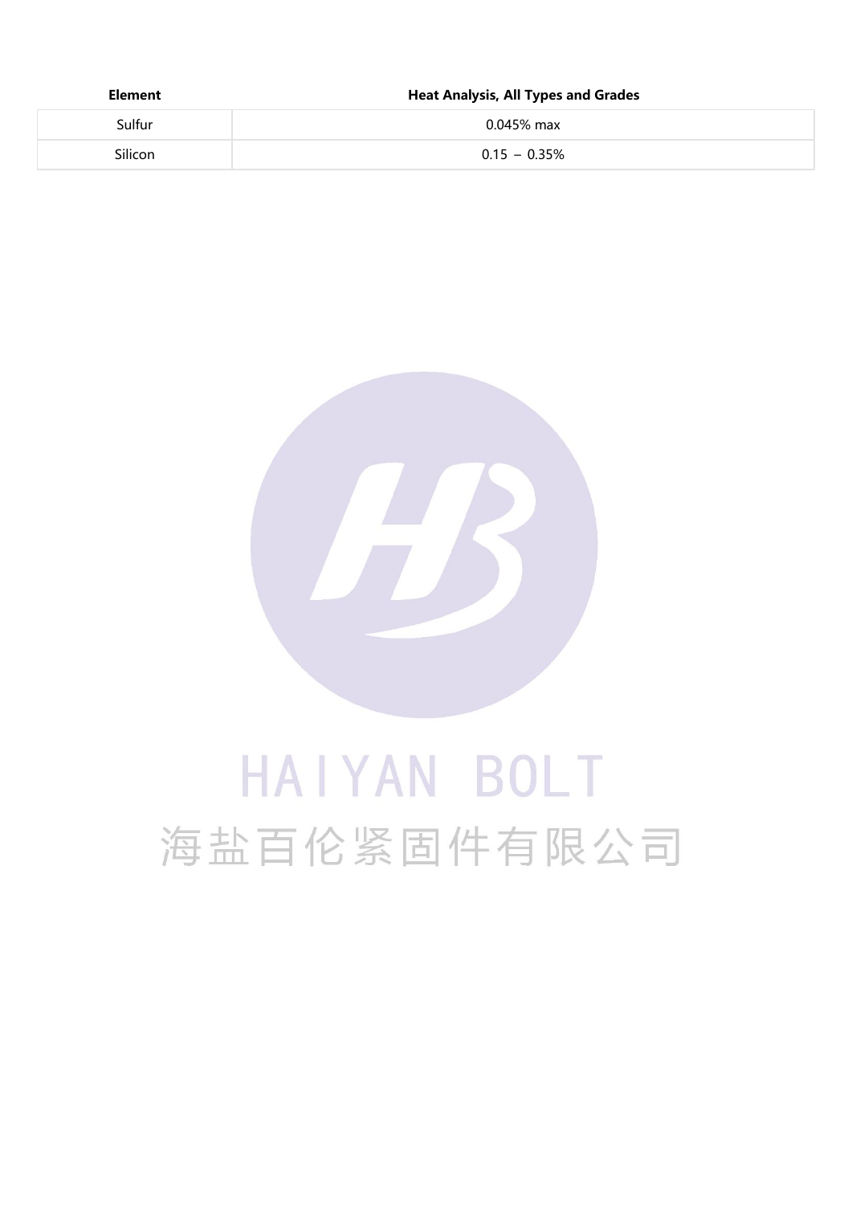| Element | Heat Analysis, All Types and Grades |
| --- | --- |
| Sulfur | 0.045% max |
| Silicon | 0.15 – 0.35% |